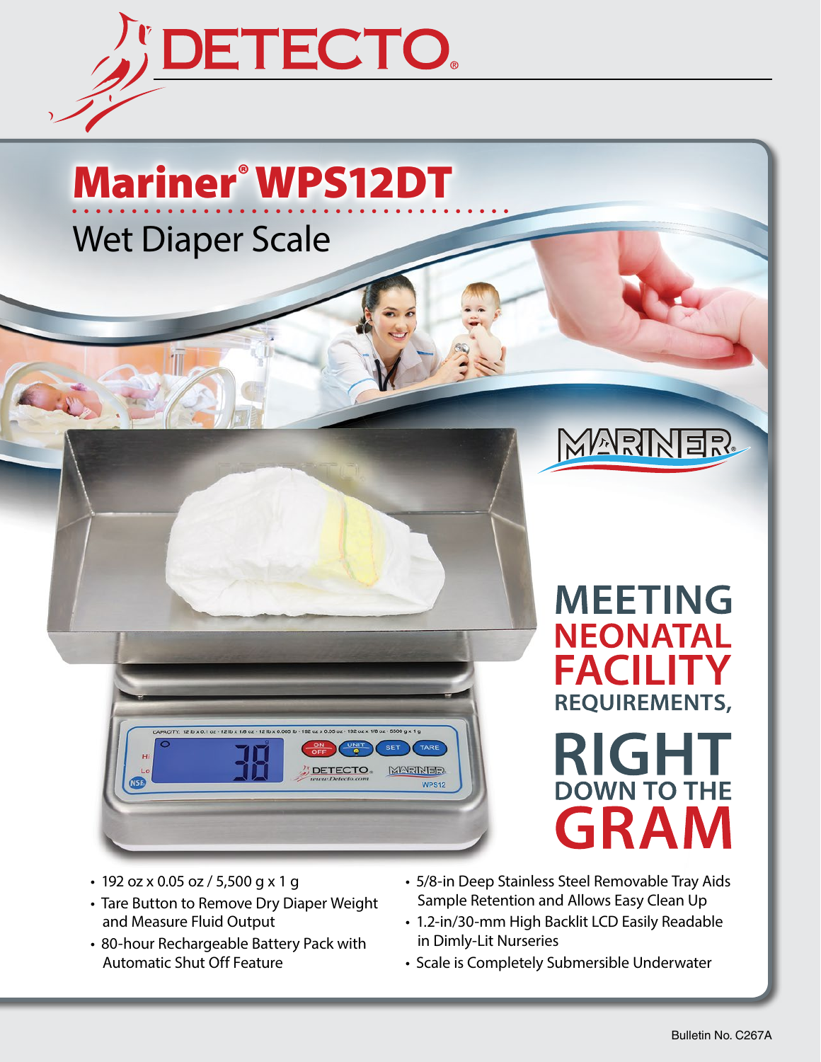# DETECTO®

## Mariner® WPS12DT

Wet Diaper Scale

MARINER®

**MEETING NEONATAL FACILITY REQUIREMENTS, RIGHT DOWN TO THE GRAM**

- 192 oz x 0.05 oz / 5,500 g x 1 g
- Tare Button to Remove Dry Diaper Weight and Measure Fluid Output
- 80-hour Rechargeable Battery Pack with Automatic Shut Off Feature
- 5/8-in Deep Stainless Steel Removable Tray Aids Sample Retention and Allows Easy Clean Up
- 1.2-in/30-mm High Backlit LCD Easily Readable in Dimly-Lit Nurseries
- Scale is Completely Submersible Underwater

Bulletin No. C267A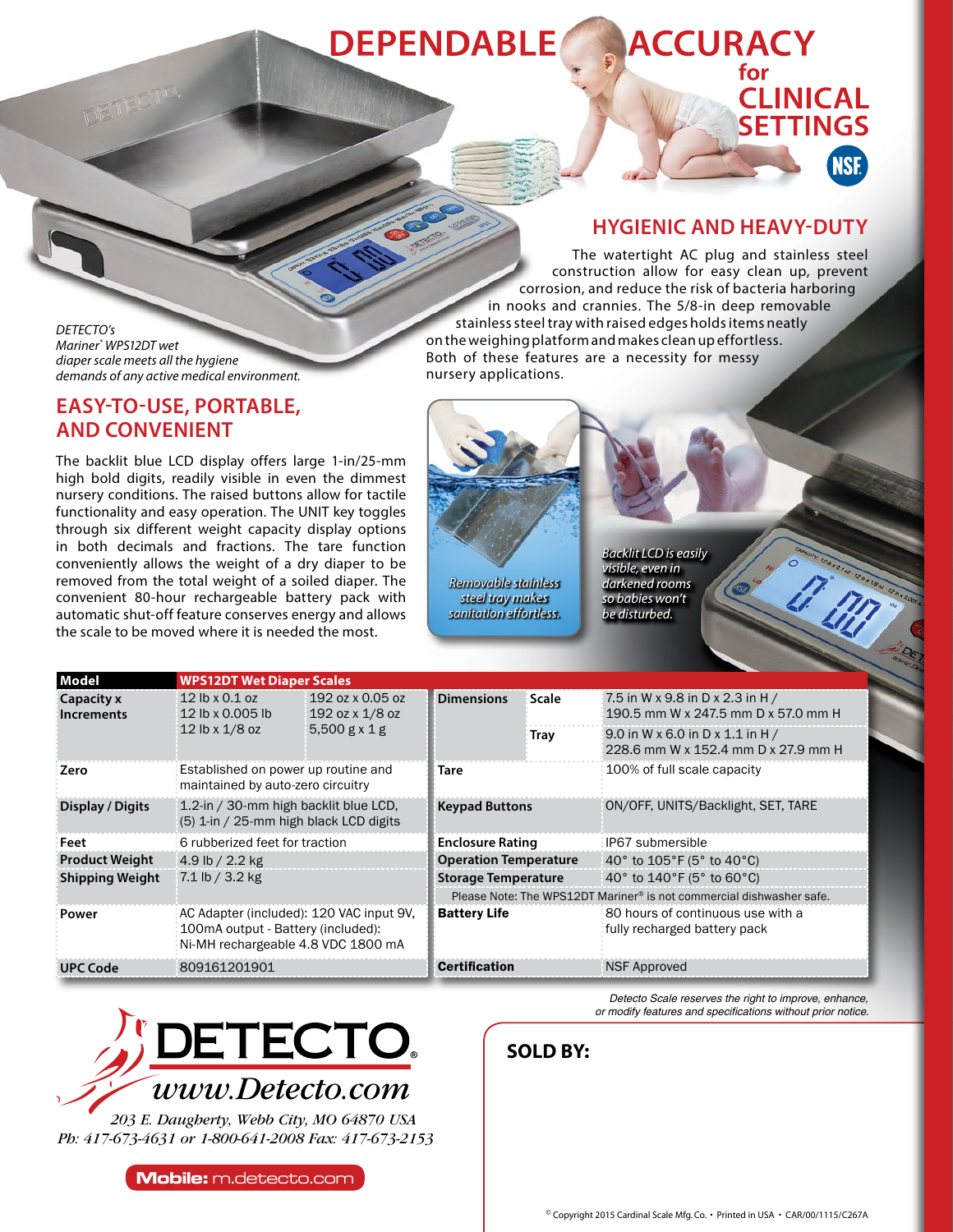# DEPENDABLE ACCURACY for CLINICAL SETTINGS

*DETECTO's Mariner® WPS12DT wet diaper scale meets all the hygiene demands of any active medical environment.*

## HYGIENIC AND HEAVY-DUTY

The watertight AC plug and stainless steel construction allow for easy clean up, prevent corrosion, and reduce the risk of bacteria harboring in nooks and crannies. The 5/8-in deep removable stainless steel tray with raised edges holds items neatly on the weighing platform and makes clean up effortless. Both of these features are a necessity for messy nursery applications.

## EASY-TO-USE, PORTABLE, AND CONVENIENT

The backlit blue LCD display offers large 1-in/25-mm high bold digits, readily visible in even the dimmest nursery conditions. The raised buttons allow for tactile functionality and easy operation. The UNIT key toggles through six different weight capacity display options in both decimals and fractions. The tare function conveniently allows the weight of a dry diaper to be removed from the total weight of a soiled diaper. The convenient 80-hour rechargeable battery pack with automatic shut-off feature conserves energy and allows the scale to be moved where it is needed the most.

*Removable stainless steel tray makes sanitation effortless.*

*Backlit LCD is easily visible, even in darkened rooms so babies won't be disturbed.*

| **Model** | **WPS12DT Wet Diaper Scales** | | | | |
|---|---|---|---|---|---|
| **Capacity x Increments** | 12 lb x 0.1 oz<br>12 lb x 0.005 lb<br>12 lb x 1/8 oz | 192 oz x 0.05 oz<br>192 oz x 1/8 oz<br>5,500 g x 1 g | **Dimensions** | **Scale** | 7.5 in W x 9.8 in D x 2.3 in H / 190.5 mm W x 247.5 mm D x 57.0 mm H |
| | | | | **Tray** | 9.0 in W x 6.0 in D x 1.1 in H / 228.6 mm W x 152.4 mm D x 27.9 mm H |
| **Zero** | Established on power up routine and maintained by auto-zero circuitry | | **Tare** | | 100% of full scale capacity |
| **Display / Digits** | 1.2-in / 30-mm high backlit blue LCD, (5) 1-in / 25-mm high black LCD digits | | **Keypad Buttons** | | ON/OFF, UNITS/Backlight, SET, TARE |
| **Feet** | 6 rubberized feet for traction | | **Enclosure Rating** | | IP67 submersible |
| **Product Weight** | 4.9 lb / 2.2 kg | | **Operation Temperature** | | 40° to 105°F (5° to 40°C) |
| **Shipping Weight** | 7.1 lb / 3.2 kg | | **Storage Temperature** | | 40° to 140°F (5° to 60°C) |
| | | | Please Note: The WPS12DT Mariner® is not commercial dishwasher safe. | | |
| **Power** | AC Adapter (included): 120 VAC input 9V, 100mA output - Battery (included): Ni-MH rechargeable 4.8 VDC 1800 mA | | **Battery Life** | | 80 hours of continuous use with a fully recharged battery pack |
| **UPC Code** | 809161201901 | | **Certification** | | NSF Approved |

*Detecto Scale reserves the right to improve, enhance, or modify features and specifications without prior notice.*

**DETECTO®**
*www.Detecto.com*

*203 E. Daugherty, Webb City, MO 64870 USA*
*Ph: 417-673-4631 or 1-800-641-2008 Fax: 417-673-2153*

**Mobile:** m.detecto.com

**SOLD BY:**

© Copyright 2015 Cardinal Scale Mfg.Co. • Printed in USA • CAR/00/1115/C267A